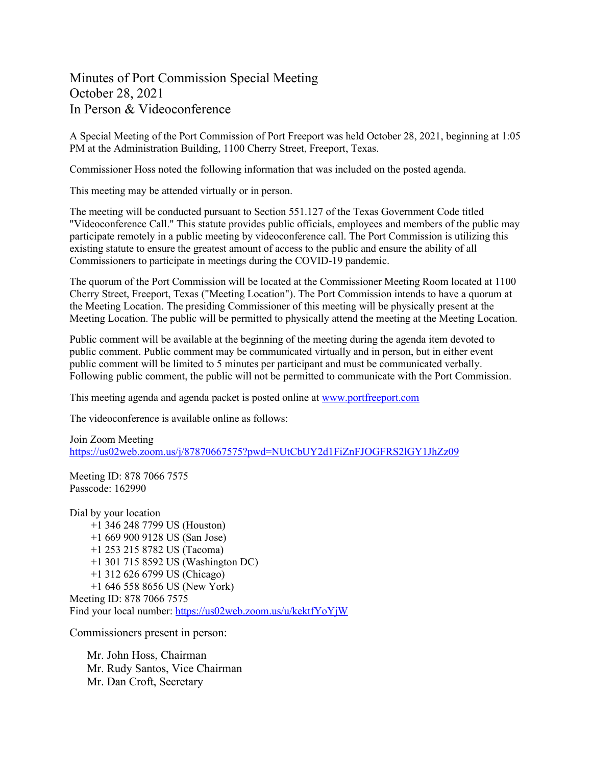# Minutes of Port Commission Special Meeting
# October 28, 2021
# In Person & Videoconference

A Special Meeting of the Port Commission of Port Freeport was held October 28, 2021, beginning at 1:05 PM at the Administration Building, 1100 Cherry Street, Freeport, Texas.

Commissioner Hoss noted the following information that was included on the posted agenda.

This meeting may be attended virtually or in person.

The meeting will be conducted pursuant to Section 551.127 of the Texas Government Code titled "Videoconference Call." This statute provides public officials, employees and members of the public may participate remotely in a public meeting by videoconference call. The Port Commission is utilizing this existing statute to ensure the greatest amount of access to the public and ensure the ability of all Commissioners to participate in meetings during the COVID-19 pandemic.

The quorum of the Port Commission will be located at the Commissioner Meeting Room located at 1100 Cherry Street, Freeport, Texas ("Meeting Location"). The Port Commission intends to have a quorum at the Meeting Location. The presiding Commissioner of this meeting will be physically present at the Meeting Location. The public will be permitted to physically attend the meeting at the Meeting Location.

Public comment will be available at the beginning of the meeting during the agenda item devoted to public comment. Public comment may be communicated virtually and in person, but in either event public comment will be limited to 5 minutes per participant and must be communicated verbally. Following public comment, the public will not be permitted to communicate with the Port Commission.

This meeting agenda and agenda packet is posted online at [www.portfreeport.com](www.portfreeport.com)

The videoconference is available online as follows:

Join Zoom Meeting
[https://us02web.zoom.us/j/87870667575?pwd=NUtCbUY2d1FiZnFJOGFRS2lGY1JhZz09](https://us02web.zoom.us/j/87870667575?pwd=NUtCbUY2d1FiZnFJOGFRS2lGY1JhZz09)

Meeting ID: 878 7066 7575
Passcode: 162990

Dial by your location
- +1 346 248 7799 US (Houston)
- +1 669 900 9128 US (San Jose)
- +1 253 215 8782 US (Tacoma)
- +1 301 715 8592 US (Washington DC)
- +1 312 626 6799 US (Chicago)
- +1 646 558 8656 US (New York)

Meeting ID: 878 7066 7575
Find your local number: [https://us02web.zoom.us/u/kektfYoYjW](https://us02web.zoom.us/u/kektfYoYjW)

Commissioners present in person:

- Mr. John Hoss, Chairman
- Mr. Rudy Santos, Vice Chairman
- Mr. Dan Croft, Secretary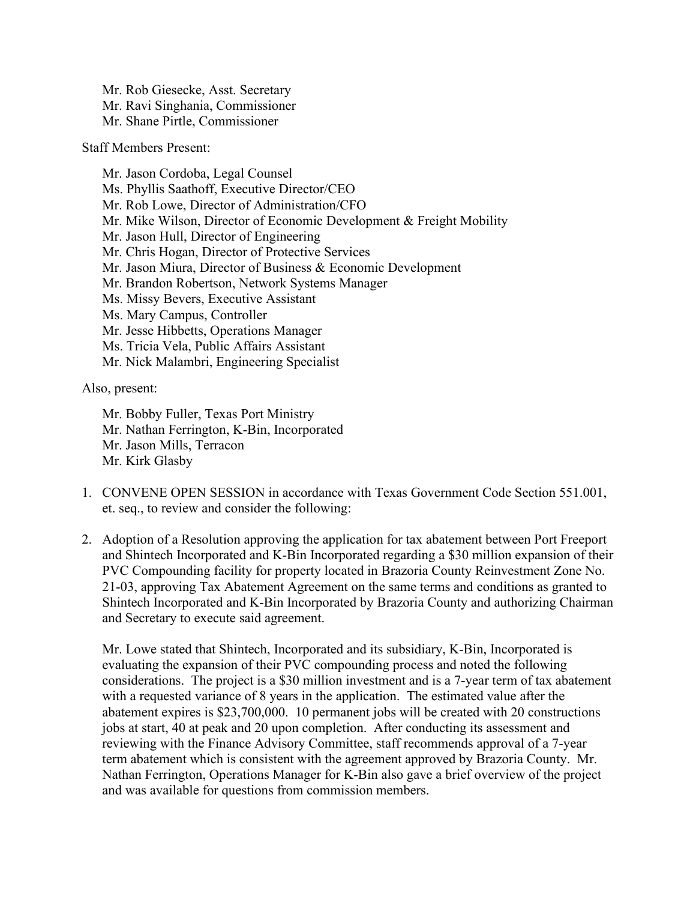Mr. Rob Giesecke, Asst. Secretary
Mr. Ravi Singhania, Commissioner
Mr. Shane Pirtle, Commissioner

Staff Members Present:

Mr. Jason Cordoba, Legal Counsel
Ms. Phyllis Saathoff, Executive Director/CEO
Mr. Rob Lowe, Director of Administration/CFO
Mr. Mike Wilson, Director of Economic Development & Freight Mobility
Mr. Jason Hull, Director of Engineering
Mr. Chris Hogan, Director of Protective Services
Mr. Jason Miura, Director of Business & Economic Development
Mr. Brandon Robertson, Network Systems Manager
Ms. Missy Bevers, Executive Assistant
Ms. Mary Campus, Controller
Mr. Jesse Hibbetts, Operations Manager
Ms. Tricia Vela, Public Affairs Assistant
Mr. Nick Malambri, Engineering Specialist

Also, present:

Mr. Bobby Fuller, Texas Port Ministry
Mr. Nathan Ferrington, K-Bin, Incorporated
Mr. Jason Mills, Terracon
Mr. Kirk Glasby

1. CONVENE OPEN SESSION in accordance with Texas Government Code Section 551.001, et. seq., to review and consider the following:

2. Adoption of a Resolution approving the application for tax abatement between Port Freeport and Shintech Incorporated and K-Bin Incorporated regarding a $30 million expansion of their PVC Compounding facility for property located in Brazoria County Reinvestment Zone No. 21-03, approving Tax Abatement Agreement on the same terms and conditions as granted to Shintech Incorporated and K-Bin Incorporated by Brazoria County and authorizing Chairman and Secretary to execute said agreement.

   Mr. Lowe stated that Shintech, Incorporated and its subsidiary, K-Bin, Incorporated is evaluating the expansion of their PVC compounding process and noted the following considerations. The project is a $30 million investment and is a 7-year term of tax abatement with a requested variance of 8 years in the application. The estimated value after the abatement expires is $23,700,000. 10 permanent jobs will be created with 20 constructions jobs at start, 40 at peak and 20 upon completion. After conducting its assessment and reviewing with the Finance Advisory Committee, staff recommends approval of a 7-year term abatement which is consistent with the agreement approved by Brazoria County. Mr. Nathan Ferrington, Operations Manager for K-Bin also gave a brief overview of the project and was available for questions from commission members.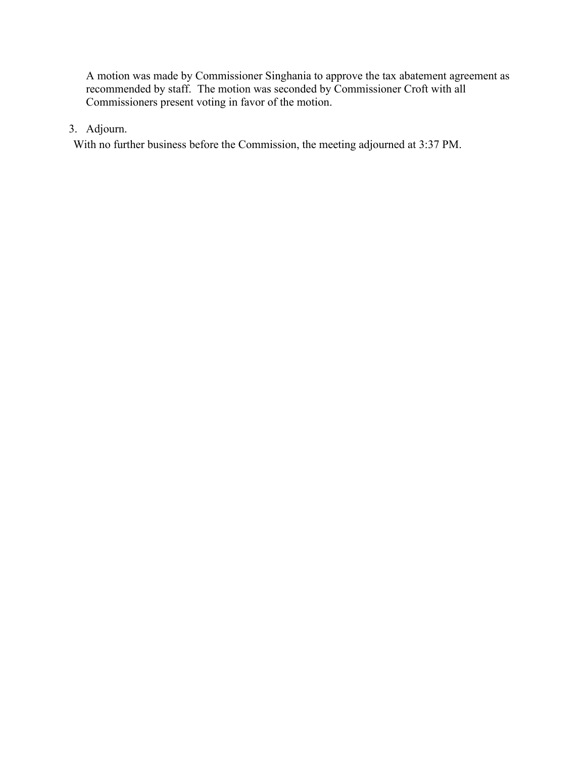A motion was made by Commissioner Singhania to approve the tax abatement agreement as recommended by staff. The motion was seconded by Commissioner Croft with all Commissioners present voting in favor of the motion.

3. Adjourn.

With no further business before the Commission, the meeting adjourned at 3:37 PM.